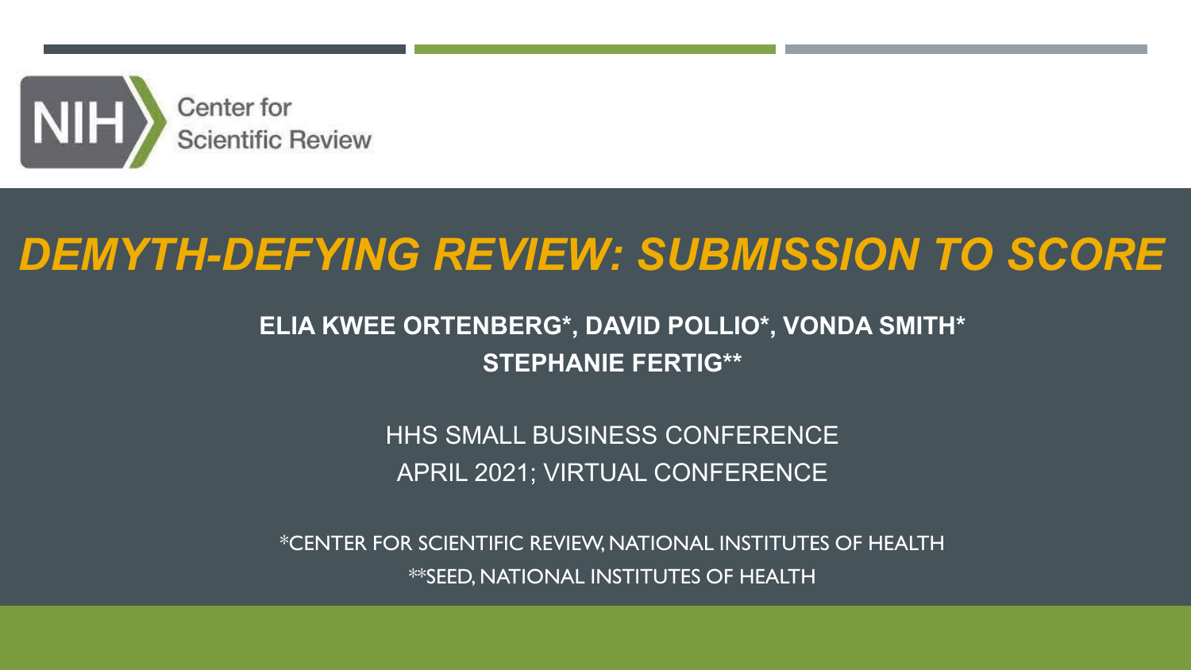NIH Center for Scientific Review

# *DEMYTH-DEFYING REVIEW: SUBMISSION TO SCORE*

**ELIA KWEE ORTENBERG*, DAVID POLLIO*, VONDA SMITH***
**STEPHANIE FERTIG****

HHS SMALL BUSINESS CONFERENCE
APRIL 2021; VIRTUAL CONFERENCE

*CENTER FOR SCIENTIFIC REVIEW, NATIONAL INSTITUTES OF HEALTH
**SEED, NATIONAL INSTITUTES OF HEALTH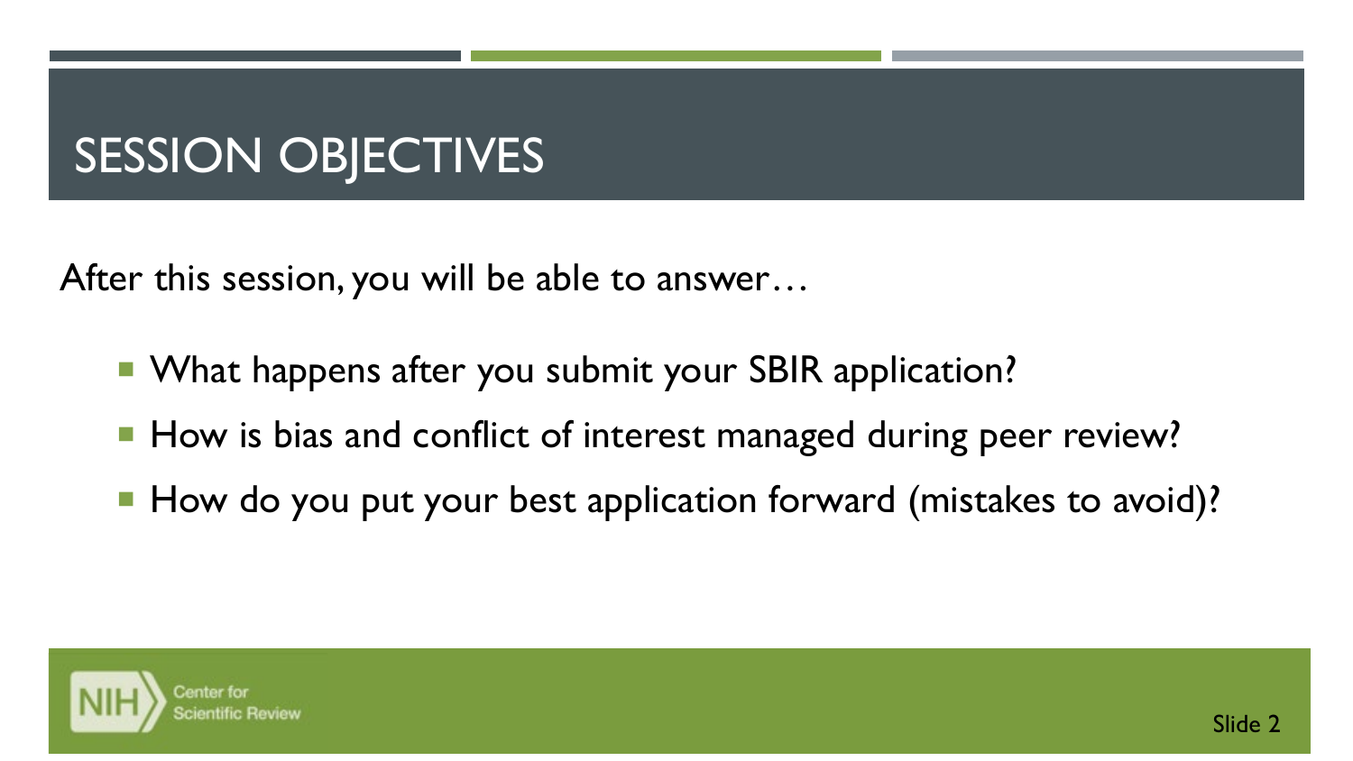# SESSION OBJECTIVES

After this session, you will be able to answer…

- What happens after you submit your SBIR application?
- How is bias and conflict of interest managed during peer review?
- How do you put your best application forward (mistakes to avoid)?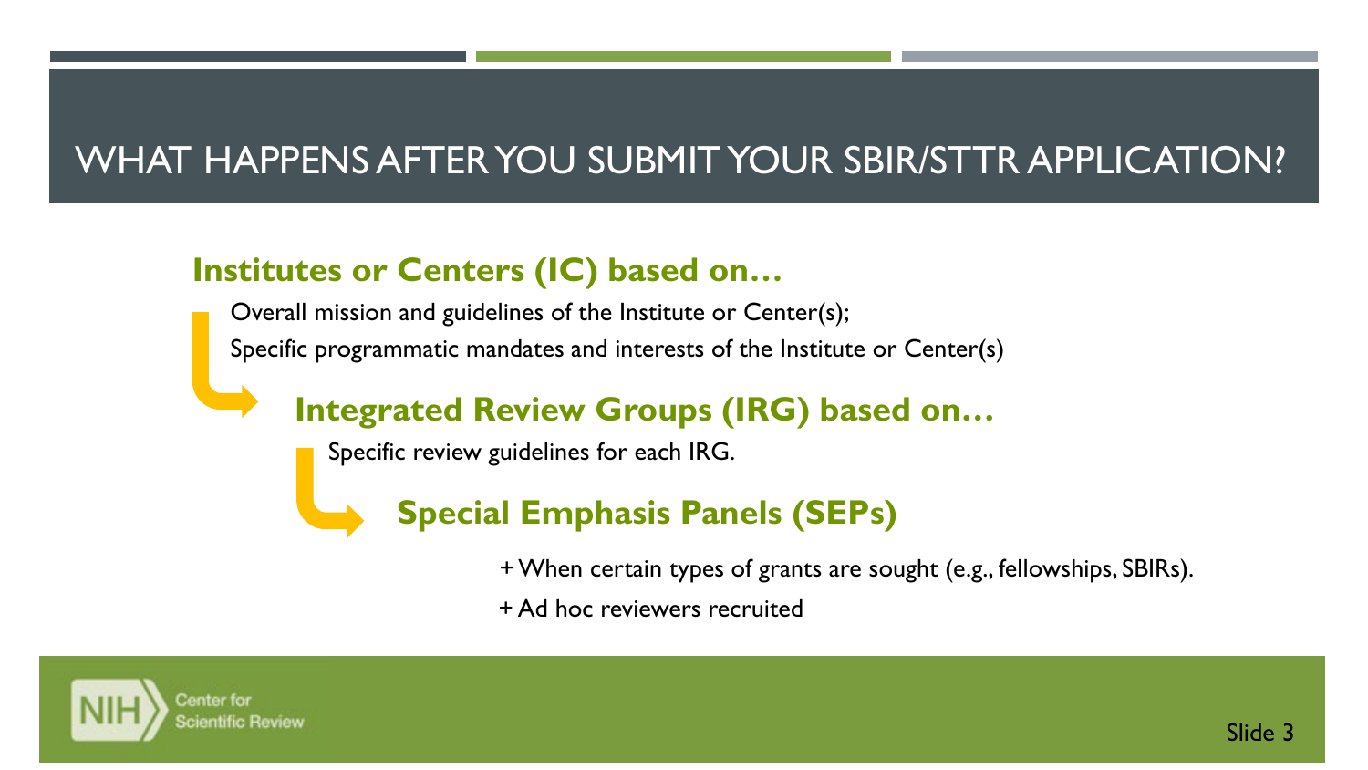# WHAT HAPPENS AFTER YOU SUBMIT YOUR SBIR/STTR APPLICATION?

## Institutes or Centers (IC) based on…

Overall mission and guidelines of the Institute or Center(s);

Specific programmatic mandates and interests of the Institute or Center(s)

### Integrated Review Groups (IRG) based on…

Specific review guidelines for each IRG.

#### Special Emphasis Panels (SEPs)

- When certain types of grants are sought (e.g., fellowships, SBIRs).
- Ad hoc reviewers recruited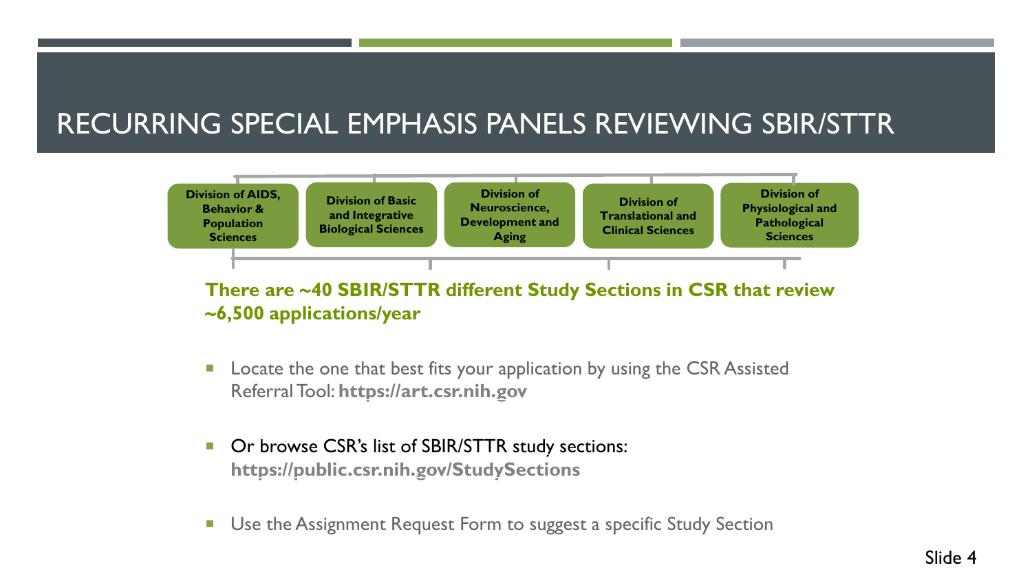# RECURRING SPECIAL EMPHASIS PANELS REVIEWING SBIR/STTR

- Division of AIDS, Behavior & Population Sciences
- Division of Basic and Integrative Biological Sciences
- Division of Neuroscience, Development and Aging
- Division of Translational and Clinical Sciences
- Division of Physiological and Pathological Sciences

**There are ~40 SBIR/STTR different Study Sections in CSR that review ~6,500 applications/year**

- Locate the one that best fits your application by using the CSR Assisted Referral Tool: **https://art.csr.nih.gov**
- Or browse CSR's list of SBIR/STTR study sections: **https://public.csr.nih.gov/StudySections**
- Use the Assignment Request Form to suggest a specific Study Section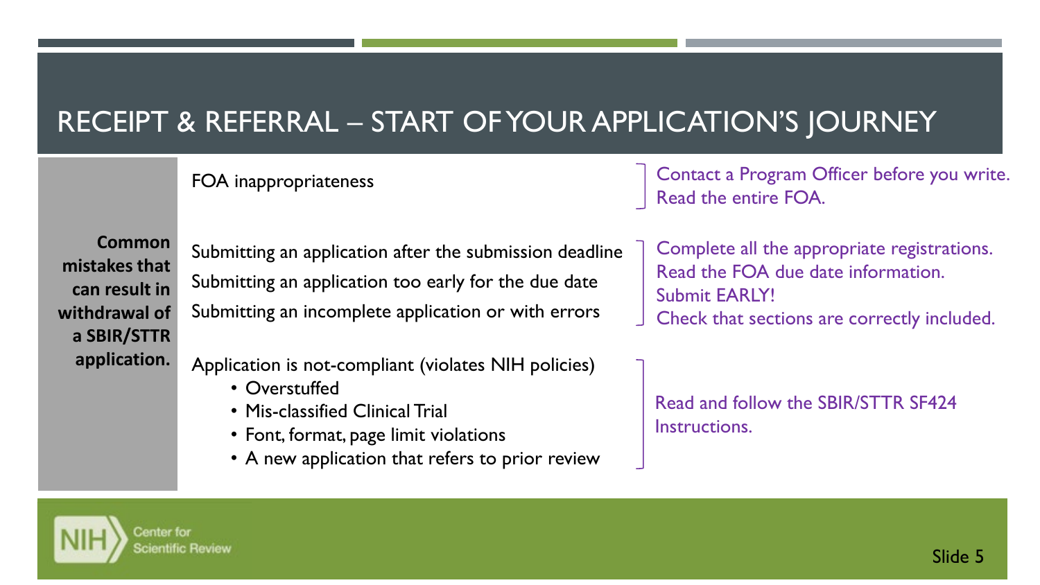# RECEIPT & REFERRAL – START OF YOUR APPLICATION'S JOURNEY

**Common mistakes that can result in withdrawal of a SBIR/STTR application.**

| Mistake | Recommendation |
| --- | --- |
| FOA inappropriateness | Contact a Program Officer before you write.<br>Read the entire FOA. |
| Submitting an application after the submission deadline<br>Submitting an application too early for the due date<br>Submitting an incomplete application or with errors | Complete all the appropriate registrations.<br>Read the FOA due date information.<br>Submit EARLY!<br>Check that sections are correctly included. |
| Application is not-compliant (violates NIH policies)<br>• Overstuffed<br>• Mis-classified Clinical Trial<br>• Font, format, page limit violations<br>• A new application that refers to prior review | Read and follow the SBIR/STTR SF424 Instructions. |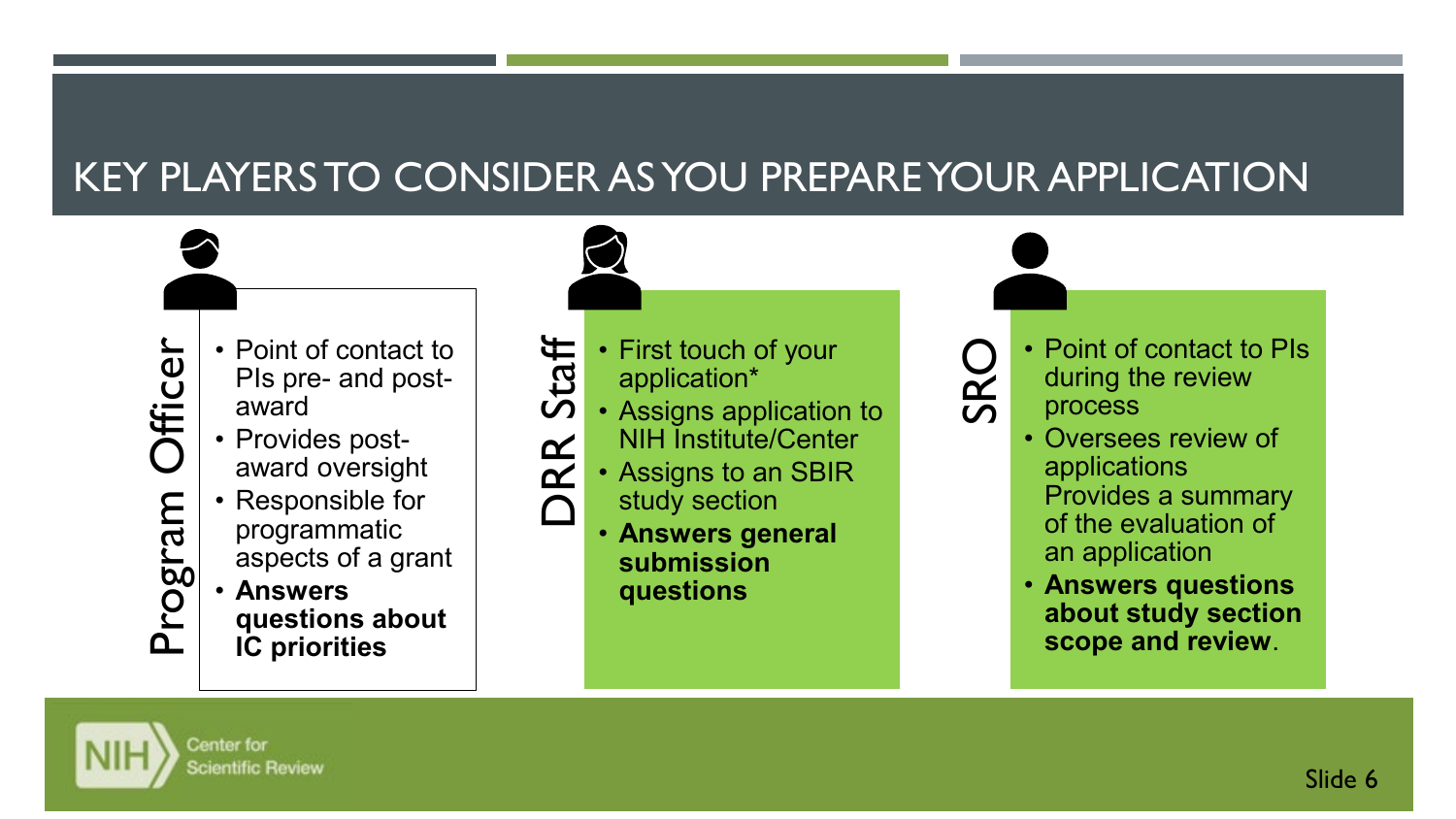# KEY PLAYERS TO CONSIDER AS YOU PREPARE YOUR APPLICATION

## Program Officer

- Point of contact to PIs pre- and post-award
- Provides post-award oversight
- Responsible for programmatic aspects of a grant
- **Answers questions about IC priorities**

## DRR Staff

- First touch of your application*
- Assigns application to NIH Institute/Center
- Assigns to an SBIR study section
- **Answers general submission questions**

## SRO

- Point of contact to PIs during the review process
- Oversees review of applications Provides a summary of the evaluation of an application
- **Answers questions about study section scope and review**.

NIH Center for Scientific Review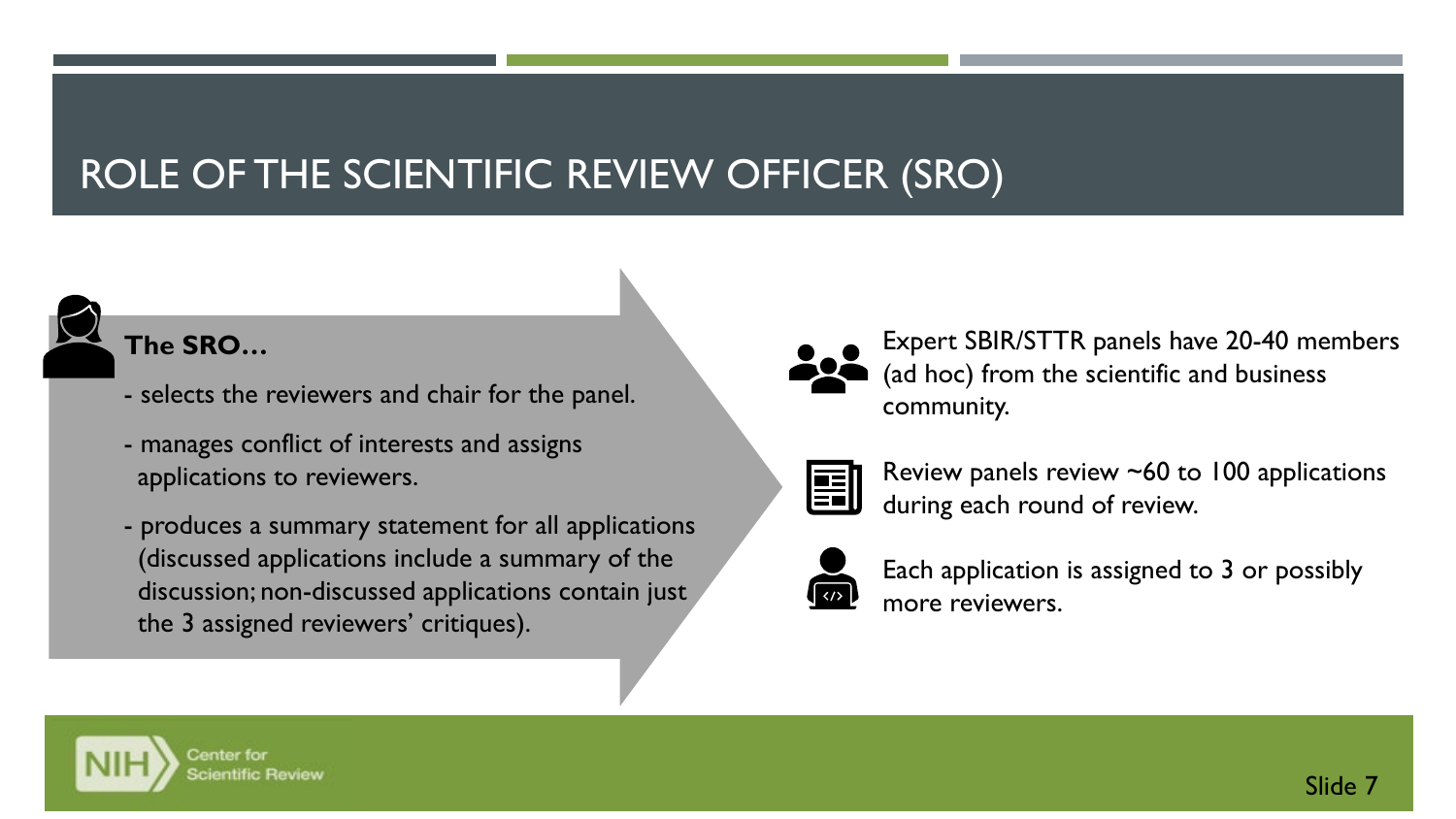# ROLE OF THE SCIENTIFIC REVIEW OFFICER (SRO)

**The SRO…**

- selects the reviewers and chair for the panel.
- manages conflict of interests and assigns applications to reviewers.
- produces a summary statement for all applications (discussed applications include a summary of the discussion; non-discussed applications contain just the 3 assigned reviewers' critiques).

Expert SBIR/STTR panels have 20-40 members (ad hoc) from the scientific and business community.

Review panels review ~60 to 100 applications during each round of review.

Each application is assigned to 3 or possibly more reviewers.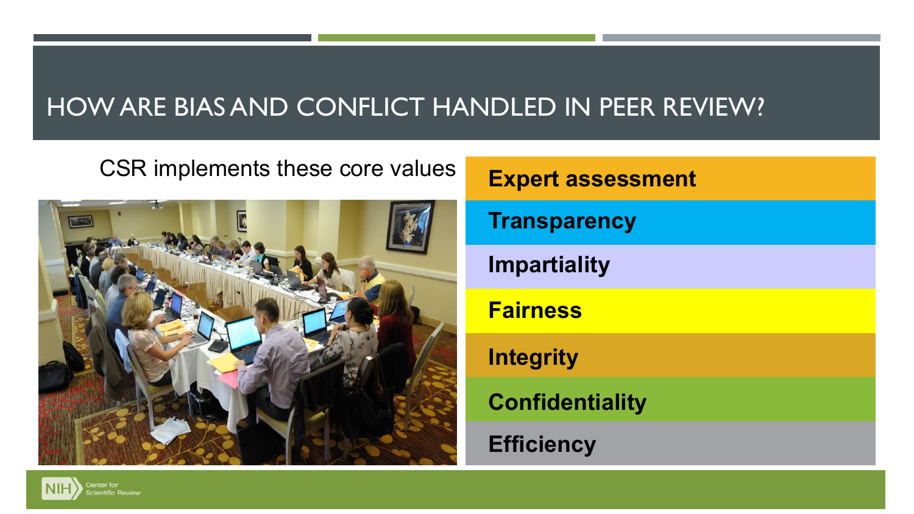# HOW ARE BIAS AND CONFLICT HANDLED IN PEER REVIEW?

CSR implements these core values

- **Expert assessment**
- **Transparency**
- **Impartiality**
- **Fairness**
- **Integrity**
- **Confidentiality**
- **Efficiency**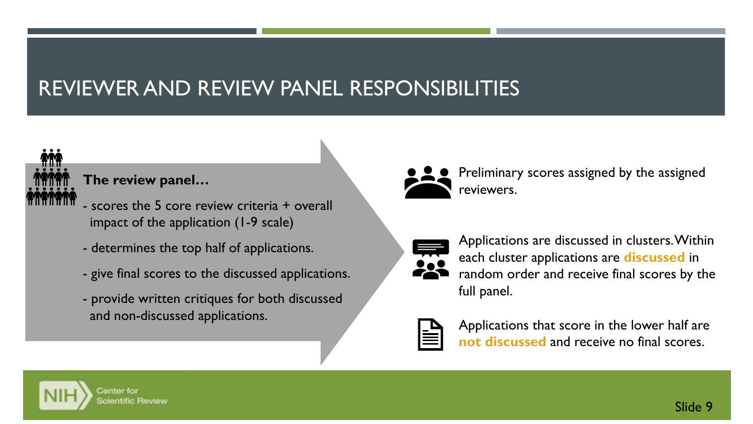# REVIEWER AND REVIEW PANEL RESPONSIBILITIES

**The review panel…**

- scores the 5 core review criteria + overall impact of the application (1-9 scale)
- determines the top half of applications.
- give final scores to the discussed applications.
- provide written critiques for both discussed and non-discussed applications.

Preliminary scores assigned by the assigned reviewers.

Applications are discussed in clusters. Within each cluster applications are **discussed** in random order and receive final scores by the full panel.

Applications that score in the lower half are **not discussed** and receive no final scores.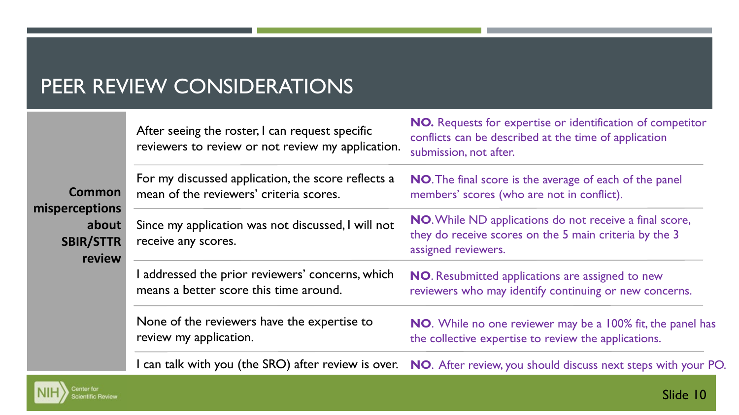# PEER REVIEW CONSIDERATIONS

**Common misperceptions about SBIR/STTR review**

| Misperception | Response |
| --- | --- |
| After seeing the roster, I can request specific reviewers to review or not review my application. | **NO.** Requests for expertise or identification of competitor conflicts can be described at the time of application submission, not after. |
| For my discussed application, the score reflects a mean of the reviewers' criteria scores. | **NO**. The final score is the average of each of the panel members' scores (who are not in conflict). |
| Since my application was not discussed, I will not receive any scores. | **NO**. While ND applications do not receive a final score, they do receive scores on the 5 main criteria by the 3 assigned reviewers. |
| I addressed the prior reviewers' concerns, which means a better score this time around. | **NO**. Resubmitted applications are assigned to new reviewers who may identify continuing or new concerns. |
| None of the reviewers have the expertise to review my application. | **NO**. While no one reviewer may be a 100% fit, the panel has the collective expertise to review the applications. |
| I can talk with you (the SRO) after review is over. | **NO**. After review, you should discuss next steps with your PO. |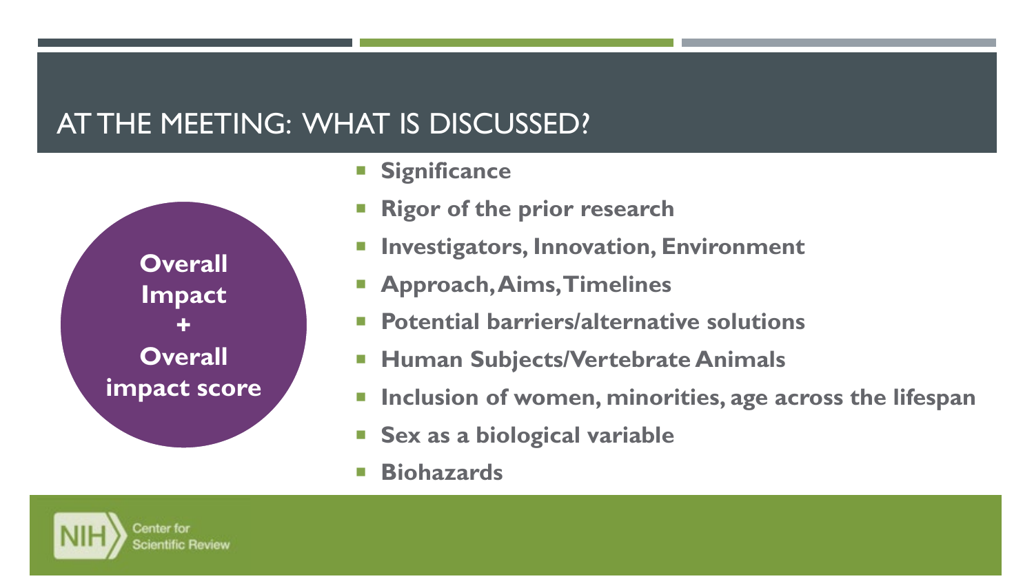# AT THE MEETING: WHAT IS DISCUSSED?

**Overall Impact**
**+**
**Overall impact score**

- **Significance**
- **Rigor of the prior research**
- **Investigators, Innovation, Environment**
- **Approach, Aims, Timelines**
- **Potential barriers/alternative solutions**
- **Human Subjects/Vertebrate Animals**
- **Inclusion of women, minorities, age across the lifespan**
- **Sex as a biological variable**
- **Biohazards**

NIH Center for Scientific Review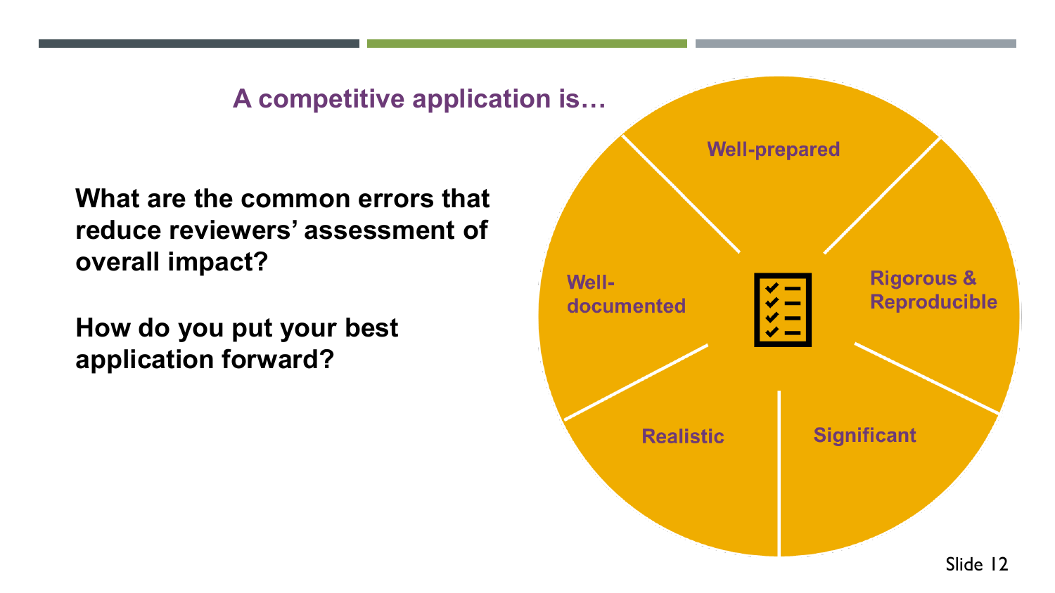## A competitive application is…

**What are the common errors that reduce reviewers' assessment of overall impact?**

**How do you put your best application forward?**

- Well-prepared
- Rigorous & Reproducible
- Significant
- Realistic
- Well-documented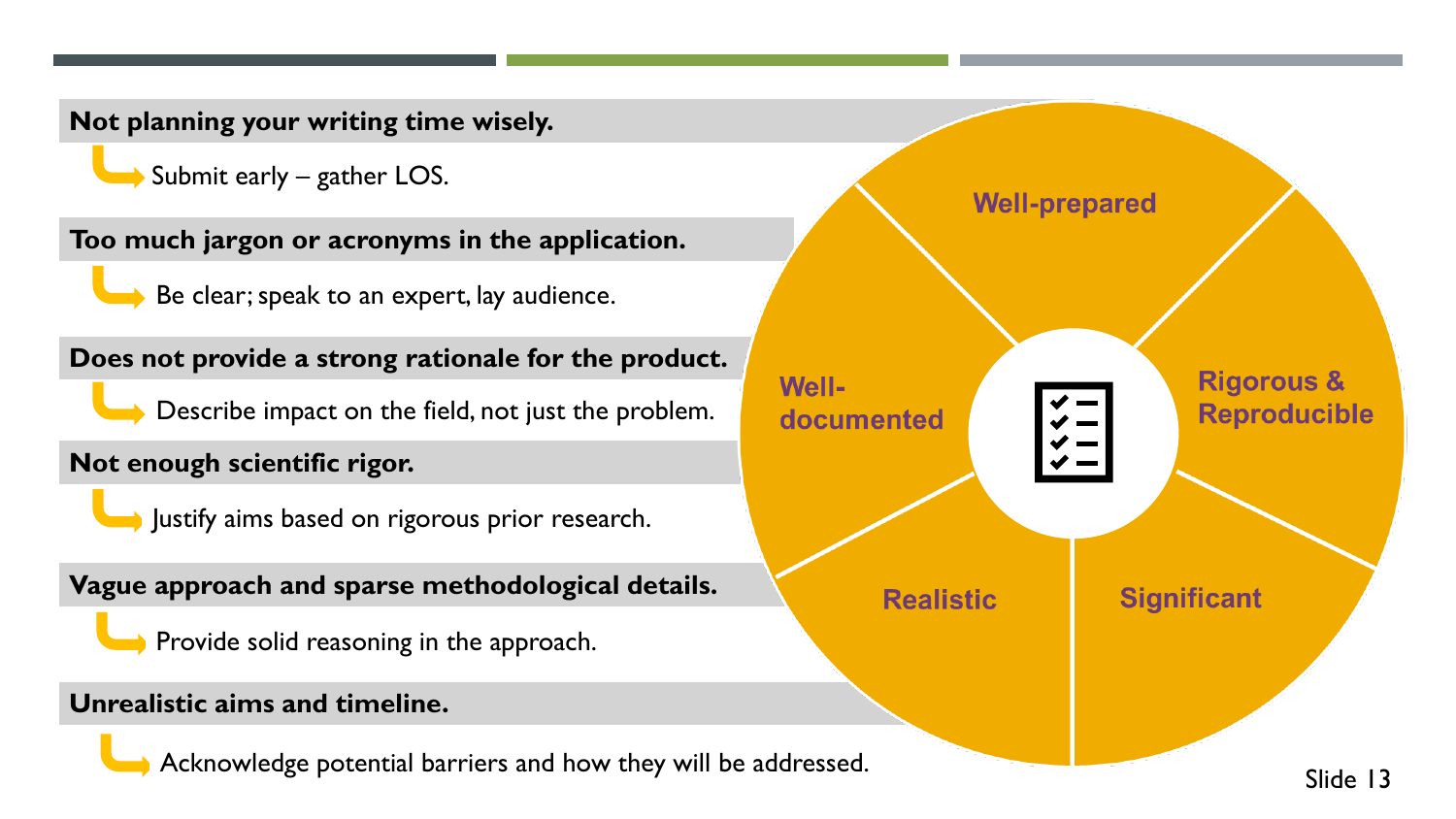**Not planning your writing time wisely.**

- Submit early – gather LOS.

**Too much jargon or acronyms in the application.**

- Be clear; speak to an expert, lay audience.

**Does not provide a strong rationale for the product.**

- Describe impact on the field, not just the problem.

**Not enough scientific rigor.**

- Justify aims based on rigorous prior research.

**Vague approach and sparse methodological details.**

- Provide solid reasoning in the approach.

**Unrealistic aims and timeline.**

- Acknowledge potential barriers and how they will be addressed.

Well-prepared

Rigorous & Reproducible

Significant

Realistic

Well-documented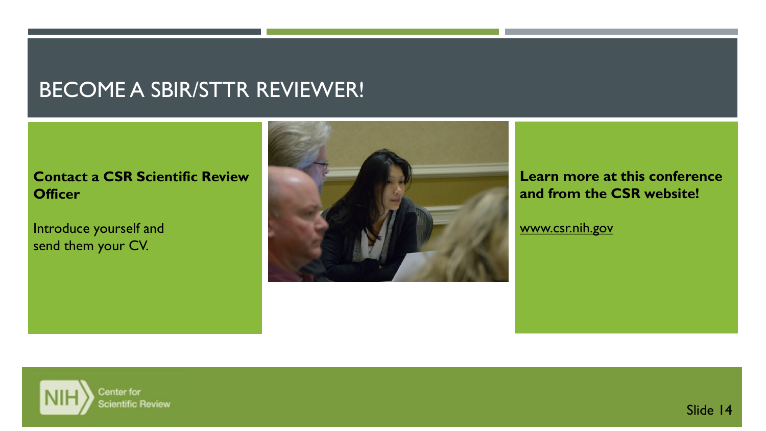# BECOME A SBIR/STTR REVIEWER!

**Contact a CSR Scientific Review Officer**

Introduce yourself and send them your CV.

**Learn more at this conference and from the CSR website!**

www.csr.nih.gov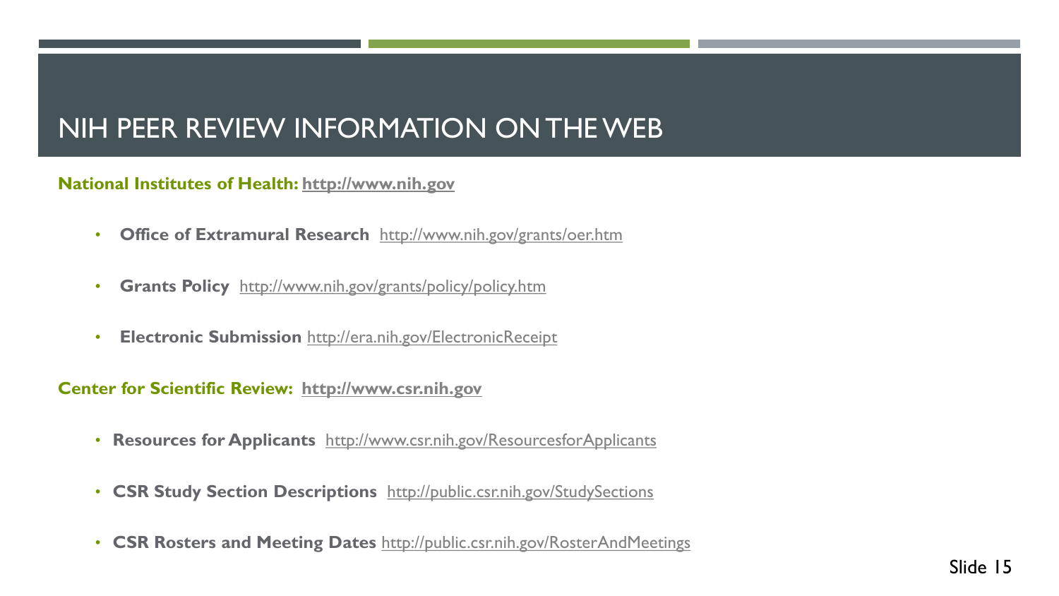# NIH PEER REVIEW INFORMATION ON THE WEB

**National Institutes of Health: http://www.nih.gov**

- **Office of Extramural Research** http://www.nih.gov/grants/oer.htm
- **Grants Policy** http://www.nih.gov/grants/policy/policy.htm
- **Electronic Submission** http://era.nih.gov/ElectronicReceipt

**Center for Scientific Review: http://www.csr.nih.gov**

- **Resources for Applicants** http://www.csr.nih.gov/ResourcesforApplicants
- **CSR Study Section Descriptions** http://public.csr.nih.gov/StudySections
- **CSR Rosters and Meeting Dates** http://public.csr.nih.gov/RosterAndMeetings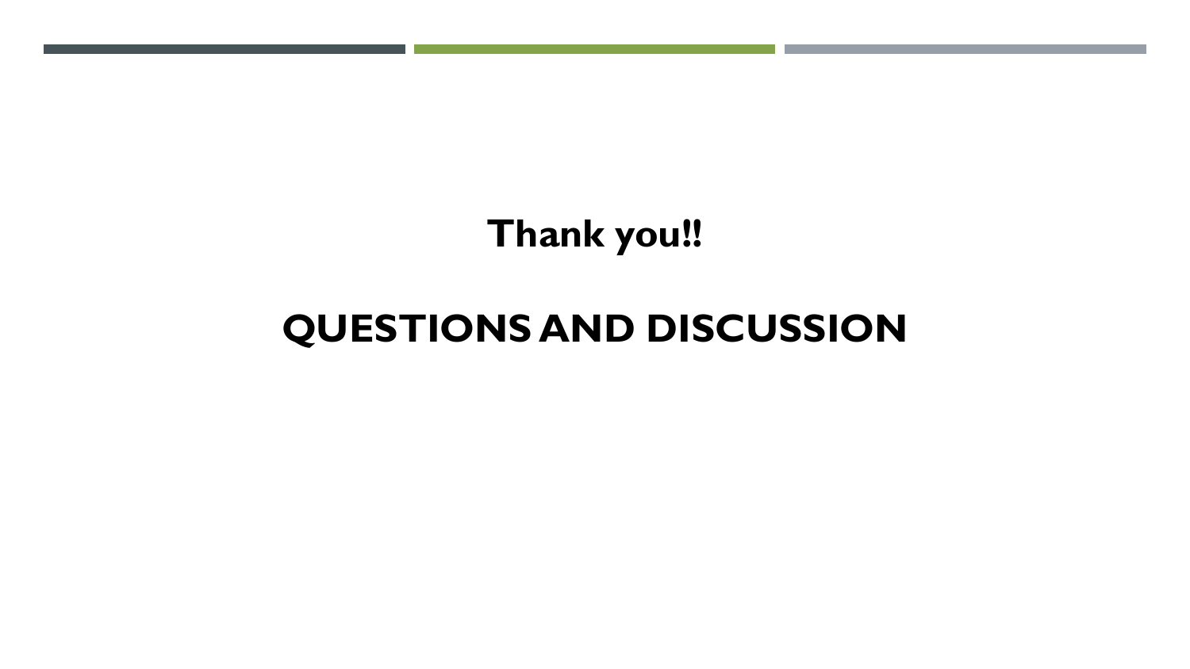**Thank you!!**

# QUESTIONS AND DISCUSSION